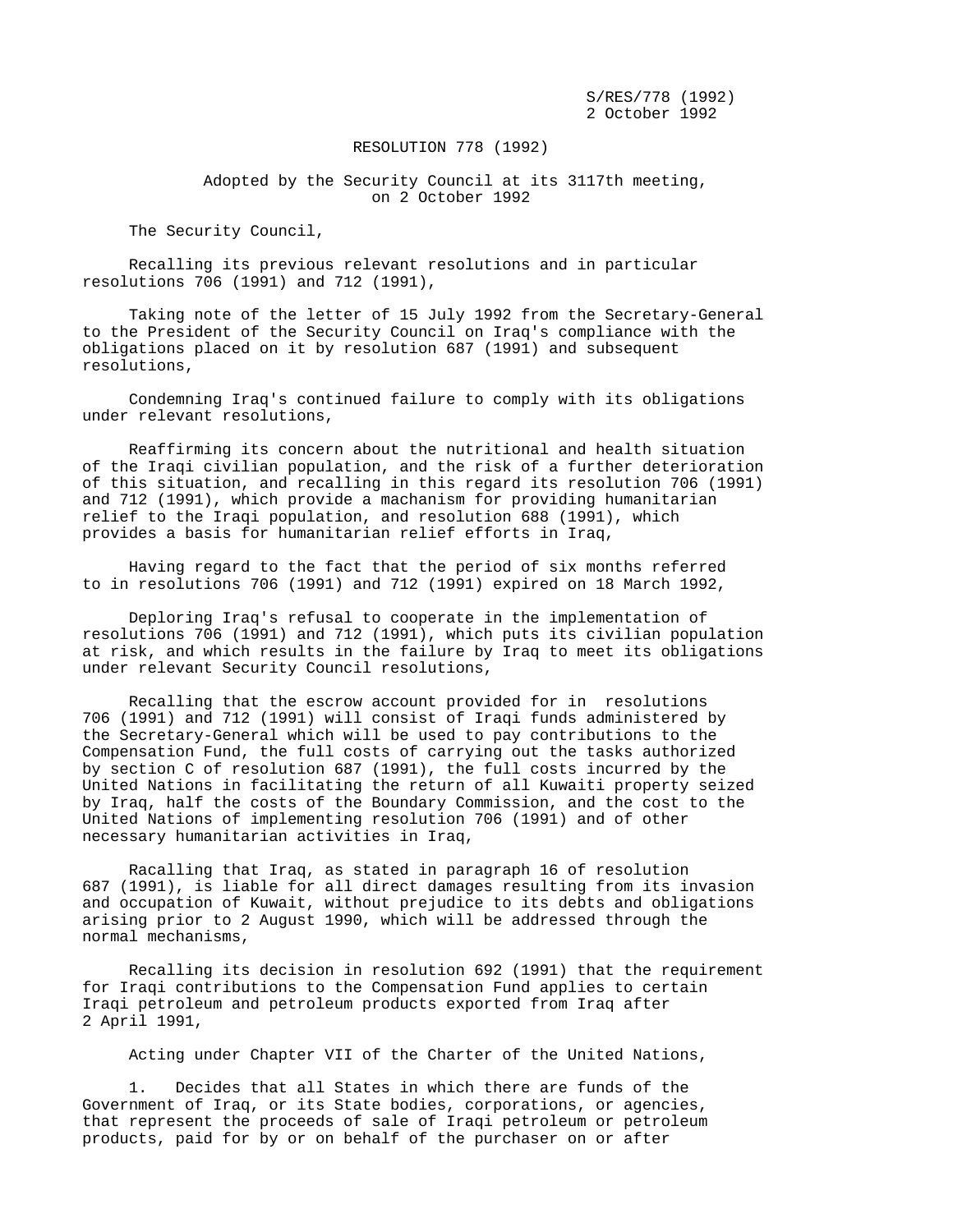S/RES/778 (1992)
2 October 1992

# RESOLUTION 778 (1992)

Adopted by the Security Council at its 3117th meeting, on 2 October 1992

The Security Council,

Recalling its previous relevant resolutions and in particular resolutions 706 (1991) and 712 (1991),

Taking note of the letter of 15 July 1992 from the Secretary-General to the President of the Security Council on Iraq's compliance with the obligations placed on it by resolution 687 (1991) and subsequent resolutions,

Condemning Iraq's continued failure to comply with its obligations under relevant resolutions,

Reaffirming its concern about the nutritional and health situation of the Iraqi civilian population, and the risk of a further deterioration of this situation, and recalling in this regard its resolution 706 (1991) and 712 (1991), which provide a machanism for providing humanitarian relief to the Iraqi population, and resolution 688 (1991), which provides a basis for humanitarian relief efforts in Iraq,

Having regard to the fact that the period of six months referred to in resolutions 706 (1991) and 712 (1991) expired on 18 March 1992,

Deploring Iraq's refusal to cooperate in the implementation of resolutions 706 (1991) and 712 (1991), which puts its civilian population at risk, and which results in the failure by Iraq to meet its obligations under relevant Security Council resolutions,

Recalling that the escrow account provided for in resolutions 706 (1991) and 712 (1991) will consist of Iraqi funds administered by the Secretary-General which will be used to pay contributions to the Compensation Fund, the full costs of carrying out the tasks authorized by section C of resolution 687 (1991), the full costs incurred by the United Nations in facilitating the return of all Kuwaiti property seized by Iraq, half the costs of the Boundary Commission, and the cost to the United Nations of implementing resolution 706 (1991) and of other necessary humanitarian activities in Iraq,

Racalling that Iraq, as stated in paragraph 16 of resolution 687 (1991), is liable for all direct damages resulting from its invasion and occupation of Kuwait, without prejudice to its debts and obligations arising prior to 2 August 1990, which will be addressed through the normal mechanisms,

Recalling its decision in resolution 692 (1991) that the requirement for Iraqi contributions to the Compensation Fund applies to certain Iraqi petroleum and petroleum products exported from Iraq after 2 April 1991,

Acting under Chapter VII of the Charter of the United Nations,

1. Decides that all States in which there are funds of the Government of Iraq, or its State bodies, corporations, or agencies, that represent the proceeds of sale of Iraqi petroleum or petroleum products, paid for by or on behalf of the purchaser on or after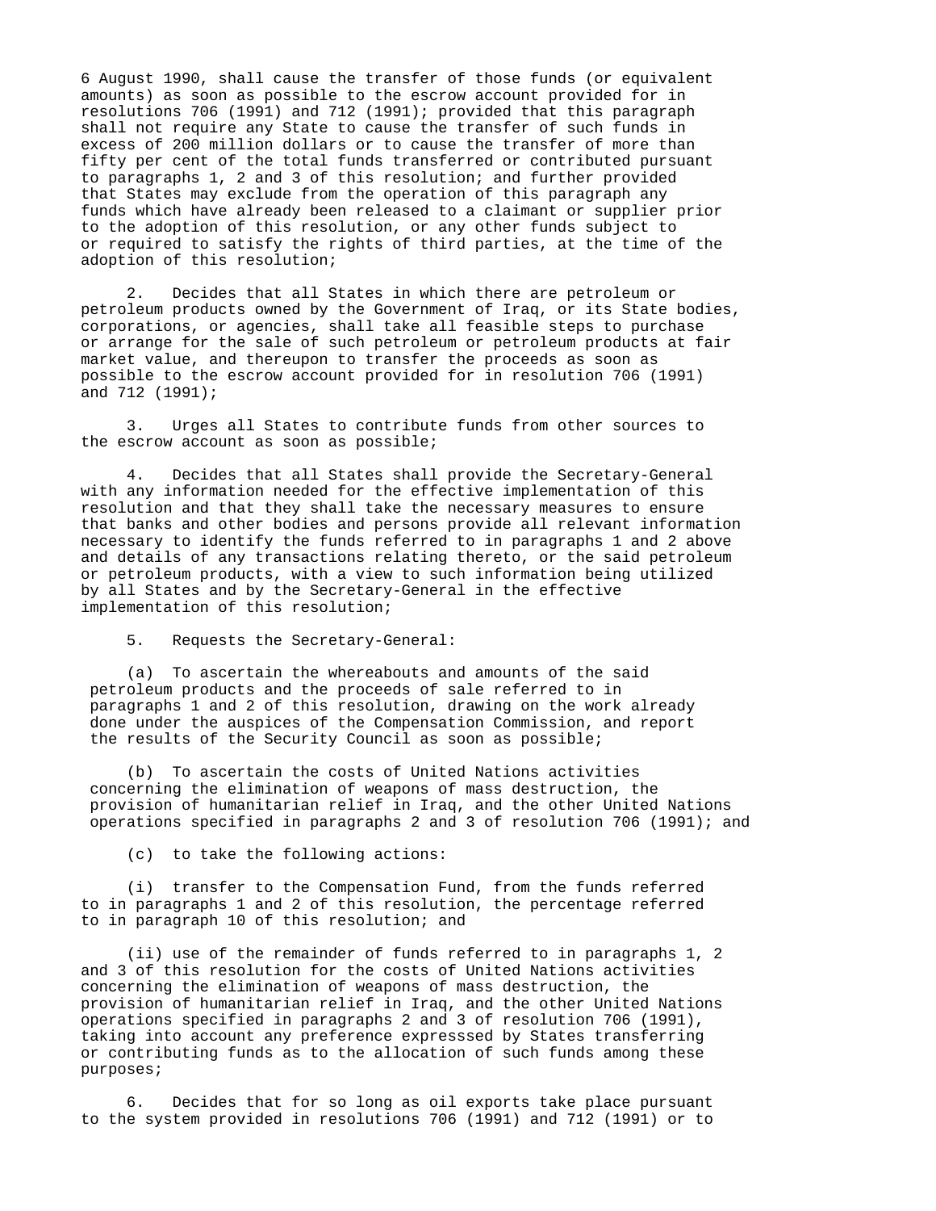6 August 1990, shall cause the transfer of those funds (or equivalent amounts) as soon as possible to the escrow account provided for in resolutions 706 (1991) and 712 (1991); provided that this paragraph shall not require any State to cause the transfer of such funds in excess of 200 million dollars or to cause the transfer of more than fifty per cent of the total funds transferred or contributed pursuant to paragraphs 1, 2 and 3 of this resolution; and further provided that States may exclude from the operation of this paragraph any funds which have already been released to a claimant or supplier prior to the adoption of this resolution, or any other funds subject to or required to satisfy the rights of third parties, at the time of the adoption of this resolution;

2. Decides that all States in which there are petroleum or petroleum products owned by the Government of Iraq, or its State bodies, corporations, or agencies, shall take all feasible steps to purchase or arrange for the sale of such petroleum or petroleum products at fair market value, and thereupon to transfer the proceeds as soon as possible to the escrow account provided for in resolution 706 (1991) and 712 (1991);

3. Urges all States to contribute funds from other sources to the escrow account as soon as possible;

4. Decides that all States shall provide the Secretary-General with any information needed for the effective implementation of this resolution and that they shall take the necessary measures to ensure that banks and other bodies and persons provide all relevant information necessary to identify the funds referred to in paragraphs 1 and 2 above and details of any transactions relating thereto, or the said petroleum or petroleum products, with a view to such information being utilized by all States and by the Secretary-General in the effective implementation of this resolution;

5. Requests the Secretary-General:

(a) To ascertain the whereabouts and amounts of the said petroleum products and the proceeds of sale referred to in paragraphs 1 and 2 of this resolution, drawing on the work already done under the auspices of the Compensation Commission, and report the results of the Security Council as soon as possible;

(b) To ascertain the costs of United Nations activities concerning the elimination of weapons of mass destruction, the provision of humanitarian relief in Iraq, and the other United Nations operations specified in paragraphs 2 and 3 of resolution 706 (1991); and

(c) to take the following actions:

(i) transfer to the Compensation Fund, from the funds referred to in paragraphs 1 and 2 of this resolution, the percentage referred to in paragraph 10 of this resolution; and

(ii) use of the remainder of funds referred to in paragraphs 1, 2 and 3 of this resolution for the costs of United Nations activities concerning the elimination of weapons of mass destruction, the provision of humanitarian relief in Iraq, and the other United Nations operations specified in paragraphs 2 and 3 of resolution 706 (1991), taking into account any preference expresssed by States transferring or contributing funds as to the allocation of such funds among these purposes;

6. Decides that for so long as oil exports take place pursuant to the system provided in resolutions 706 (1991) and 712 (1991) or to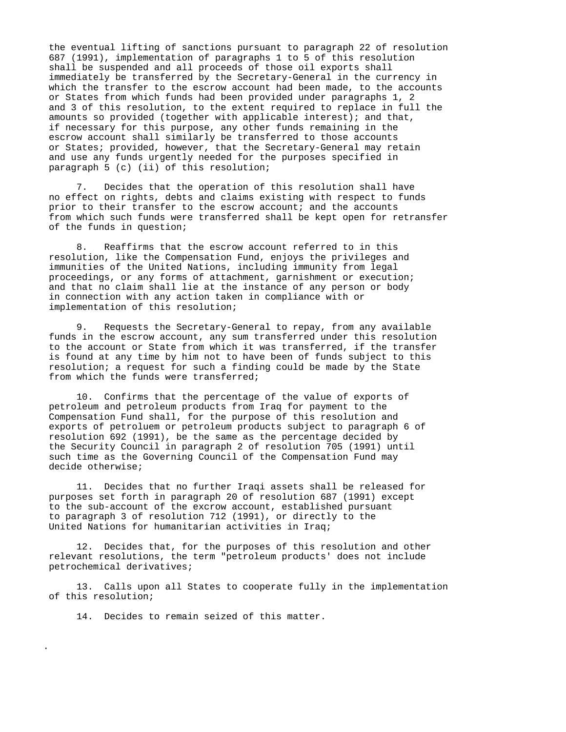the eventual lifting of sanctions pursuant to paragraph 22 of resolution 687 (1991), implementation of paragraphs 1 to 5 of this resolution shall be suspended and all proceeds of those oil exports shall immediately be transferred by the Secretary-General in the currency in which the transfer to the escrow account had been made, to the accounts or States from which funds had been provided under paragraphs 1, 2 and 3 of this resolution, to the extent required to replace in full the amounts so provided (together with applicable interest); and that, if necessary for this purpose, any other funds remaining in the escrow account shall similarly be transferred to those accounts or States; provided, however, that the Secretary-General may retain and use any funds urgently needed for the purposes specified in paragraph 5 (c) (ii) of this resolution;

7. Decides that the operation of this resolution shall have no effect on rights, debts and claims existing with respect to funds prior to their transfer to the escrow account; and the accounts from which such funds were transferred shall be kept open for retransfer of the funds in question;

8. Reaffirms that the escrow account referred to in this resolution, like the Compensation Fund, enjoys the privileges and immunities of the United Nations, including immunity from legal proceedings, or any forms of attachment, garnishment or execution; and that no claim shall lie at the instance of any person or body in connection with any action taken in compliance with or implementation of this resolution;

9. Requests the Secretary-General to repay, from any available funds in the escrow account, any sum transferred under this resolution to the account or State from which it was transferred, if the transfer is found at any time by him not to have been of funds subject to this resolution; a request for such a finding could be made by the State from which the funds were transferred;

10. Confirms that the percentage of the value of exports of petroleum and petroleum products from Iraq for payment to the Compensation Fund shall, for the purpose of this resolution and exports of petroluem or petroleum products subject to paragraph 6 of resolution 692 (1991), be the same as the percentage decided by the Security Council in paragraph 2 of resolution 705 (1991) until such time as the Governing Council of the Compensation Fund may decide otherwise;

11. Decides that no further Iraqi assets shall be released for purposes set forth in paragraph 20 of resolution 687 (1991) except to the sub-account of the excrow account, established pursuant to paragraph 3 of resolution 712 (1991), or directly to the United Nations for humanitarian activities in Iraq;

12. Decides that, for the purposes of this resolution and other relevant resolutions, the term "petroleum products' does not include petrochemical derivatives;

13. Calls upon all States to cooperate fully in the implementation of this resolution;

14. Decides to remain seized of this matter.

.